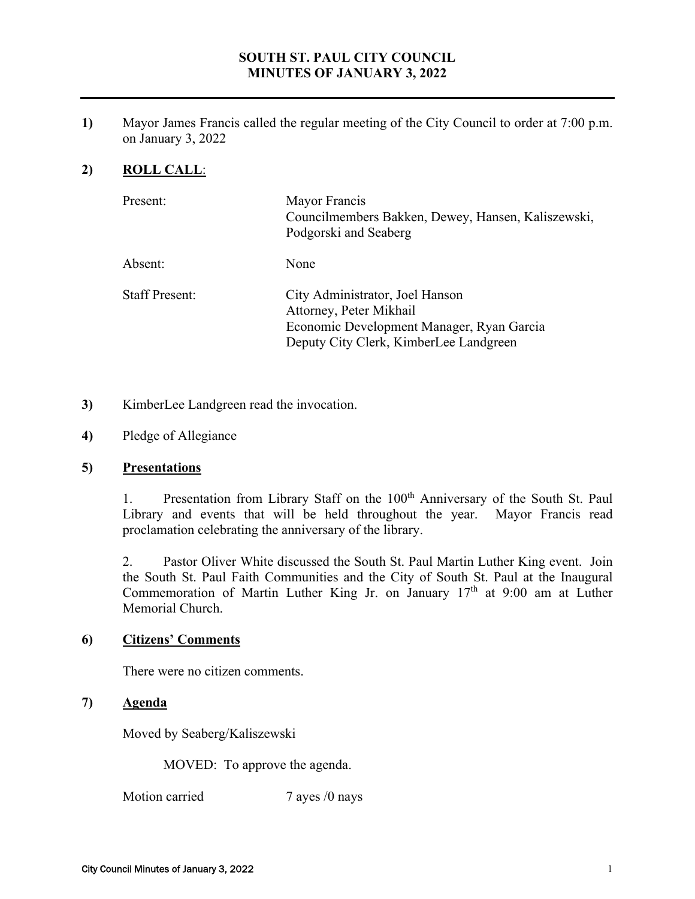# SOUTH ST. PAUL CITY COUNCIL
# MINUTES OF JANUARY 3, 2022

**1)** Mayor James Francis called the regular meeting of the City Council to order at 7:00 p.m. on January 3, 2022

**2) ROLL CALL**:

| | |
|---|---|
| Present: | Mayor Francis<br>Councilmembers Bakken, Dewey, Hansen, Kaliszewski, Podgorski and Seaberg |
| Absent: | None |
| Staff Present: | City Administrator, Joel Hanson<br>Attorney, Peter Mikhail<br>Economic Development Manager, Ryan Garcia<br>Deputy City Clerk, KimberLee Landgreen |

**3)** KimberLee Landgreen read the invocation.

**4)** Pledge of Allegiance

**5) Presentations**

1. Presentation from Library Staff on the 100th Anniversary of the South St. Paul Library and events that will be held throughout the year. Mayor Francis read proclamation celebrating the anniversary of the library.

2. Pastor Oliver White discussed the South St. Paul Martin Luther King event. Join the South St. Paul Faith Communities and the City of South St. Paul at the Inaugural Commemoration of Martin Luther King Jr. on January 17th at 9:00 am at Luther Memorial Church.

**6) Citizens' Comments**

There were no citizen comments.

**7) Agenda**

Moved by Seaberg/Kaliszewski

MOVED: To approve the agenda.

Motion carried 7 ayes /0 nays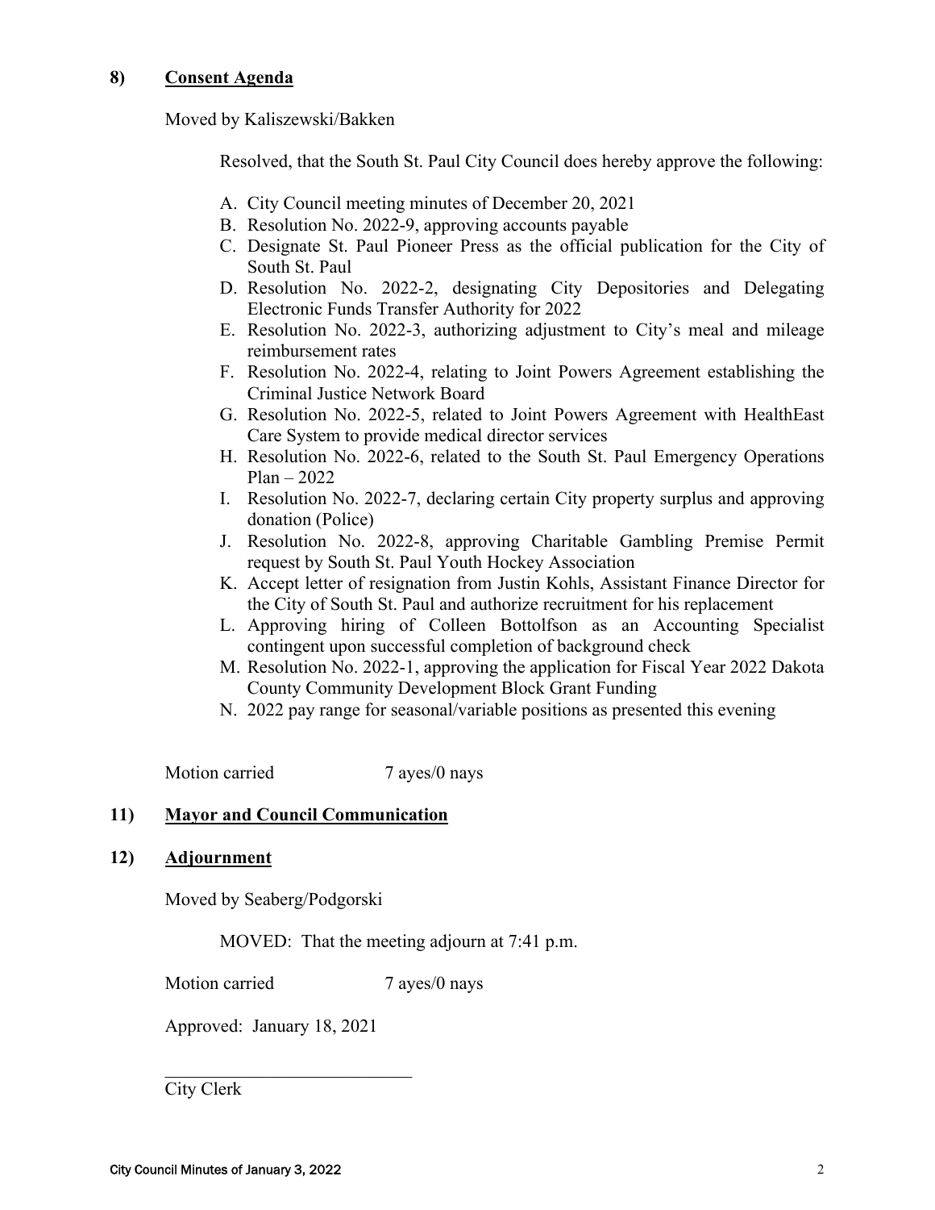## 8) Consent Agenda

Moved by Kaliszewski/Bakken

Resolved, that the South St. Paul City Council does hereby approve the following:

A. City Council meeting minutes of December 20, 2021
B. Resolution No. 2022-9, approving accounts payable
C. Designate St. Paul Pioneer Press as the official publication for the City of South St. Paul
D. Resolution No. 2022-2, designating City Depositories and Delegating Electronic Funds Transfer Authority for 2022
E. Resolution No. 2022-3, authorizing adjustment to City's meal and mileage reimbursement rates
F. Resolution No. 2022-4, relating to Joint Powers Agreement establishing the Criminal Justice Network Board
G. Resolution No. 2022-5, related to Joint Powers Agreement with HealthEast Care System to provide medical director services
H. Resolution No. 2022-6, related to the South St. Paul Emergency Operations Plan – 2022
I. Resolution No. 2022-7, declaring certain City property surplus and approving donation (Police)
J. Resolution No. 2022-8, approving Charitable Gambling Premise Permit request by South St. Paul Youth Hockey Association
K. Accept letter of resignation from Justin Kohls, Assistant Finance Director for the City of South St. Paul and authorize recruitment for his replacement
L. Approving hiring of Colleen Bottolfson as an Accounting Specialist contingent upon successful completion of background check
M. Resolution No. 2022-1, approving the application for Fiscal Year 2022 Dakota County Community Development Block Grant Funding
N. 2022 pay range for seasonal/variable positions as presented this evening

Motion carried 7 ayes/0 nays

## 11) Mayor and Council Communication

## 12) Adjournment

Moved by Seaberg/Podgorski

MOVED: That the meeting adjourn at 7:41 p.m.

Motion carried 7 ayes/0 nays

Approved: January 18, 2021

\_\_\_\_\_\_\_\_\_\_\_\_\_\_\_\_\_\_\_\_\_\_\_\_\_\_\_\_

City Clerk